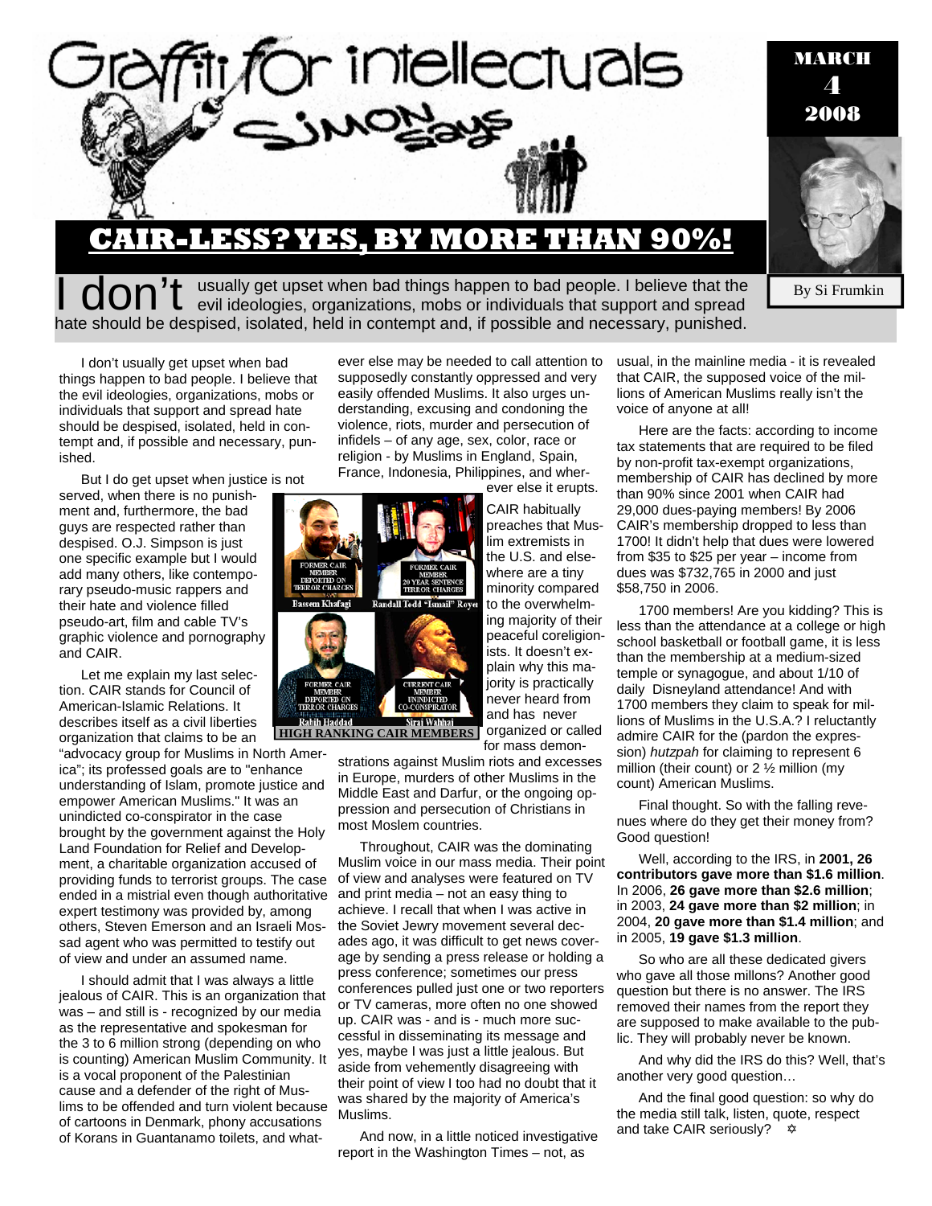# Graffiti for intellectuals

## Simon Says

MARCH 4 2008

By Si Frumkin

## CAIR-LESS? YES, BY MORE THAN 90%!

I don't usually get upset when bad things happen to bad people. I believe that the evil ideologies, organizations, mobs or individuals that support and spread hate should be despised, isolated, held in contempt and, if possible and necessary, punished.

I don't usually get upset when bad things happen to bad people. I believe that the evil ideologies, organizations, mobs or individuals that support and spread hate should be despised, isolated, held in contempt and, if possible and necessary, punished.

But I do get upset when justice is not served, when there is no punishment and, furthermore, the bad guys are respected rather than despised. O.J. Simpson is just one specific example but I would add many others, like contemporary pseudo-music rappers and their hate and violence filled pseudo-art, film and cable TV's graphic violence and pornography and CAIR.

Let me explain my last selection. CAIR stands for Council of American-Islamic Relations. It describes itself as a civil liberties organization that claims to be an "advocacy group for Muslims in North America"; its professed goals are to "enhance understanding of Islam, promote justice and empower American Muslims." It was an unindicted co-conspirator in the case brought by the government against the Holy Land Foundation for Relief and Development, a charitable organization accused of providing funds to terrorist groups. The case ended in a mistrial even though authoritative expert testimony was provided by, among others, Steven Emerson and an Israeli Mossad agent who was permitted to testify out of view and under an assumed name.

I should admit that I was always a little jealous of CAIR. This is an organization that was – and still is - recognized by our media as the representative and spokesman for the 3 to 6 million strong (depending on who is counting) American Muslim Community. It is a vocal proponent of the Palestinian cause and a defender of the right of Muslims to be offended and turn violent because of cartoons in Denmark, phony accusations of Korans in Guantanamo toilets, and whatever else may be needed to call attention to supposedly constantly oppressed and very easily offended Muslims. It also urges understanding, excusing and condoning the violence, riots, murder and persecution of infidels – of any age, sex, color, race or religion - by Muslims in England, Spain, France, Indonesia, Philippines, and wherever else it erupts.

FORMER CAIR MEMBER DEPORTED ON TERROR CHARGES — Bassem Khafagi
FORMER CAIR MEMBER 20 YEAR SENTENCE TERROR CHARGES — Randall Todd "Ismail" Royer
FORMER CAIR MEMBER DEPORTED ON TERROR CHARGES — Rabih Haddad
CURRENT CAIR MEMBER UNINDICTED CO-CONSPIRATOR — Siraj Wahhaj
HIGH RANKING CAIR MEMBERS

CAIR habitually preaches that Muslim extremists in the U.S. and elsewhere are a tiny minority compared to the overwhelming majority of their peaceful coreligionists. It doesn't explain why this majority is practically never heard from and has never organized or called for mass demonstrations against Muslim riots and excesses in Europe, murders of other Muslims in the Middle East and Darfur, or the ongoing oppression and persecution of Christians in most Moslem countries.

Throughout, CAIR was the dominating Muslim voice in our mass media. Their point of view and analyses were featured on TV and print media – not an easy thing to achieve. I recall that when I was active in the Soviet Jewry movement several decades ago, it was difficult to get news coverage by sending a press release or holding a press conference; sometimes our press conferences pulled just one or two reporters or TV cameras, more often no one showed up. CAIR was - and is - much more successful in disseminating its message and yes, maybe I was just a little jealous. But aside from vehemently disagreeing with their point of view I too had no doubt that it was shared by the majority of America's Muslims.

And now, in a little noticed investigative report in the Washington Times – not, as usual, in the mainline media - it is revealed that CAIR, the supposed voice of the millions of American Muslims really isn't the voice of anyone at all!

Here are the facts: according to income tax statements that are required to be filed by non-profit tax-exempt organizations, membership of CAIR has declined by more than 90% since 2001 when CAIR had 29,000 dues-paying members! By 2006 CAIR's membership dropped to less than 1700! It didn't help that dues were lowered from $35 to $25 per year – income from dues was $732,765 in 2000 and just $58,750 in 2006.

1700 members! Are you kidding? This is less than the attendance at a college or high school basketball or football game, it is less than the membership at a medium-sized temple or synagogue, and about 1/10 of daily Disneyland attendance! And with 1700 members they claim to speak for millions of Muslims in the U.S.A.? I reluctantly admire CAIR for the (pardon the expression) *hutzpah* for claiming to represent 6 million (their count) or 2 ½ million (my count) American Muslims.

Final thought. So with the falling revenues where do they get their money from? Good question!

Well, according to the IRS, in **2001, 26 contributors gave more than $1.6 million**. In 2006, **26 gave more than $2.6 million**; in 2003, **24 gave more than $2 million**; in 2004, **20 gave more than $1.4 million**; and in 2005, **19 gave $1.3 million**.

So who are all these dedicated givers who gave all those millons? Another good question but there is no answer. The IRS removed their names from the report they are supposed to make available to the public. They will probably never be known.

And why did the IRS do this? Well, that's another very good question…

And the final good question: so why do the media still talk, listen, quote, respect and take CAIR seriously? ✡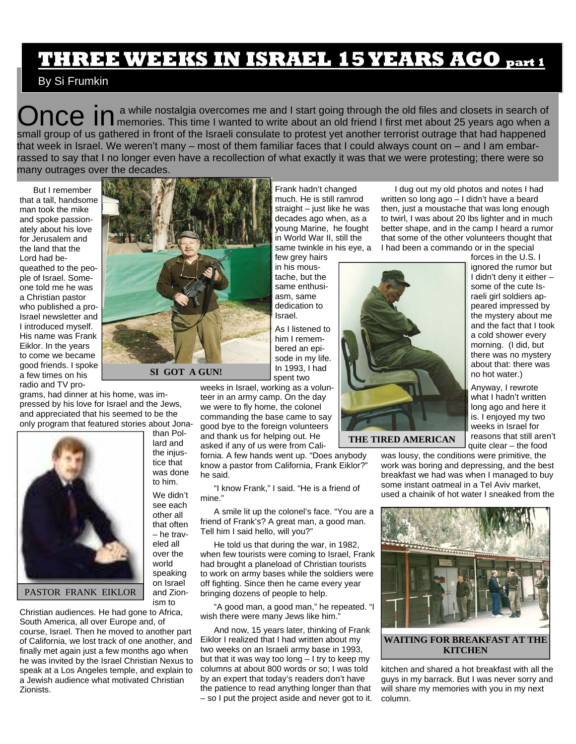# THREE WEEKS IN ISRAEL 15 YEARS AGO part 1

By Si Frumkin

Once in a while nostalgia overcomes me and I start going through the old files and closets in search of memories. This time I wanted to write about an old friend I first met about 25 years ago when a small group of us gathered in front of the Israeli consulate to protest yet another terrorist outrage that had happened that week in Israel. We weren't many – most of them familiar faces that I could always count on – and I am embarrassed to say that I no longer even have a recollection of what exactly it was that we were protesting; there were so many outrages over the decades.

But I remember that a tall, handsome man took the mike and spoke passionately about his love for Jerusalem and the land that the Lord had bequeathed to the people of Israel. Someone told me he was a Christian pastor who published a pro-Israel newsletter and I introduced myself. His name was Frank Eiklor. In the years to come we became good friends. I spoke a few times on his radio and TV programs, had dinner at his home, was impressed by his love for Israel and the Jews, and appreciated that his seemed to be the only program that featured stories about Jonathan Pollard and the injustice that was done to him.

SI GOT A GUN!

PASTOR FRANK EIKLOR

We didn't see each other all that often – he traveled all over the world speaking on Israel and Zionism to Christian audiences. He had gone to Africa, South America, all over Europe and, of course, Israel. Then he moved to another part of California, we lost track of one another, and finally met again just a few months ago when he was invited by the Israel Christian Nexus to speak at a Los Angeles temple, and explain to a Jewish audience what motivated Christian Zionists.

Frank hadn't changed much. He is still ramrod straight – just like he was decades ago when, as a young Marine, he fought in World War II, still the same twinkle in his eye, a few grey hairs in his moustache, but the same enthusiasm, same dedication to Israel.

As I listened to him I remembered an episode in my life. In 1993, I had spent two weeks in Israel, working as a volunteer in an army camp. On the day we were to fly home, the colonel commanding the base came to say good bye to the foreign volunteers and thank us for helping out. He asked if any of us were from California. A few hands went up. "Does anybody know a pastor from California, Frank Eiklor?" he said.

"I know Frank," I said. "He is a friend of mine."

A smile lit up the colonel's face. "You are a friend of Frank's? A great man, a good man. Tell him I said hello, will you?"

He told us that during the war, in 1982, when few tourists were coming to Israel, Frank had brought a planeload of Christian tourists to work on army bases while the soldiers were off fighting. Since then he came every year bringing dozens of people to help.

"A good man, a good man," he repeated. "I wish there were many Jews like him."

And now, 15 years later, thinking of Frank Eiklor I realized that I had written about my two weeks on an Israeli army base in 1993, but that it was way too long – I try to keep my columns at about 800 words or so; I was told by an expert that today's readers don't have the patience to read anything longer than that – so I put the project aside and never got to it.

I dug out my old photos and notes I had written so long ago – I didn't have a beard then, just a moustache that was long enough to twirl, I was about 20 lbs lighter and in much better shape, and in the camp I heard a rumor that some of the other volunteers thought that I had been a commando or in the special forces in the U.S. I ignored the rumor but I didn't deny it either – some of the cute Israeli girl soldiers appeared impressed by the mystery about me and the fact that I took a cold shower every morning. (I did, but there was no mystery about that: there was no hot water.)

THE TIRED AMERICAN

Anyway, I rewrote what I hadn't written long ago and here it is. I enjoyed my two weeks in Israel for reasons that still aren't quite clear – the food was lousy, the conditions were primitive, the work was boring and depressing, and the best breakfast we had was when I managed to buy some instant oatmeal in a Tel Aviv market, used a chainik of hot water I sneaked from the kitchen and shared a hot breakfast with all the guys in my barrack. But I was never sorry and will share my memories with you in my next column.

WAITING FOR BREAKFAST AT THE KITCHEN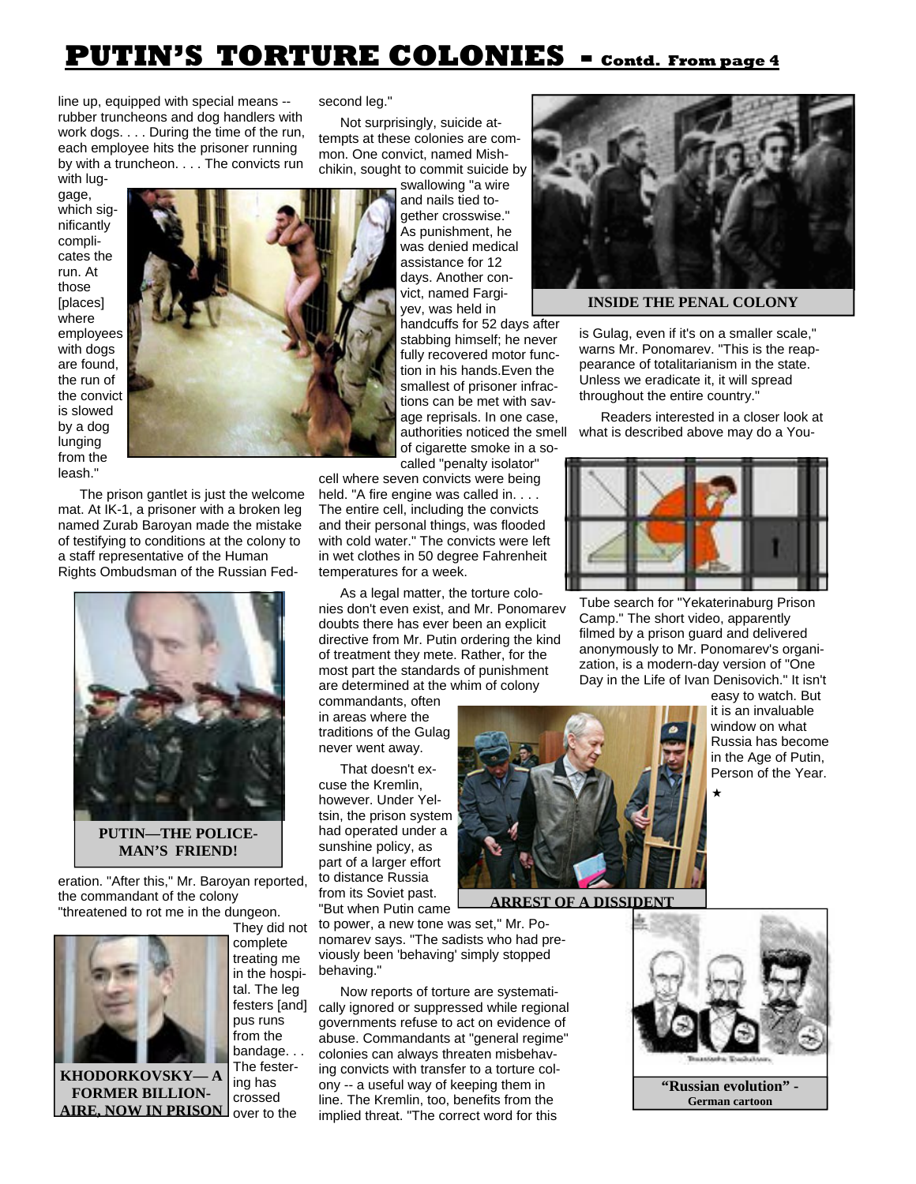# PUTIN'S TORTURE COLONIES - Contd. From page 4

line up, equipped with special means -- rubber truncheons and dog handlers with work dogs. . . . During the time of the run, each employee hits the prisoner running by with a truncheon. . . . The convicts run with luggage, which significantly complicates the run. At those [places] where employees with dogs are found, the run of the convict is slowed by a dog lunging from the leash."

The prison gantlet is just the welcome mat. At IK-1, a prisoner with a broken leg named Zurab Baroyan made the mistake of testifying to conditions at the colony to a staff representative of the Human Rights Ombudsman of the Russian Federation. "After this," Mr. Baroyan reported, the commandant of the colony "threatened to rot me in the dungeon. They did not complete treating me in the hospital. The leg festers [and] pus runs from the bandage. . . The festering has crossed over to the second leg."

Not surprisingly, suicide attempts at these colonies are common. One convict, named Mishchikin, sought to commit suicide by swallowing "a wire and nails tied together crosswise." As punishment, he was denied medical assistance for 12 days. Another convict, named Fargiyev, was held in handcuffs for 52 days after stabbing himself; he never fully recovered motor function in his hands.Even the smallest of prisoner infractions can be met with savage reprisals. In one case, authorities noticed the smell of cigarette smoke in a so-called "penalty isolator" cell where seven convicts were being held. "A fire engine was called in. . . . The entire cell, including the convicts and their personal things, was flooded with cold water." The convicts were left in wet clothes in 50 degree Fahrenheit temperatures for a week.

As a legal matter, the torture colonies don't even exist, and Mr. Ponomarev doubts there has ever been an explicit directive from Mr. Putin ordering the kind of treatment they mete. Rather, for the most part the standards of punishment are determined at the whim of colony commandants, often in areas where the traditions of the Gulag never went away.

That doesn't excuse the Kremlin, however. Under Yeltsin, the prison system had operated under a sunshine policy, as part of a larger effort to distance Russia from its Soviet past. "But when Putin came to power, a new tone was set," Mr. Ponomarev says. "The sadists who had previously been 'behaving' simply stopped behaving."

Now reports of torture are systematically ignored or suppressed while regional governments refuse to act on evidence of abuse. Commandants at "general regime" colonies can always threaten misbehaving convicts with transfer to a torture colony -- a useful way of keeping them in line. The Kremlin, too, benefits from the implied threat. "The correct word for this is Gulag, even if it's on a smaller scale," warns Mr. Ponomarev. "This is the reappearance of totalitarianism in the state. Unless we eradicate it, it will spread throughout the entire country."

Readers interested in a closer look at what is described above may do a YouTube search for "Yekaterinaburg Prison Camp." The short video, apparently filmed by a prison guard and delivered anonymously to Mr. Ponomarev's organization, is a modern-day version of "One Day in the Life of Ivan Denisovich." It isn't easy to watch. But it is an invaluable window on what Russia has become in the Age of Putin, Person of the Year.

★

INSIDE THE PENAL COLONY

PUTIN—THE POLICEMAN'S FRIEND!

KHODORKOVSKY— A FORMER BILLIONAIRE, NOW IN PRISON

ARREST OF A DISSIDENT

"Russian evolution" - German cartoon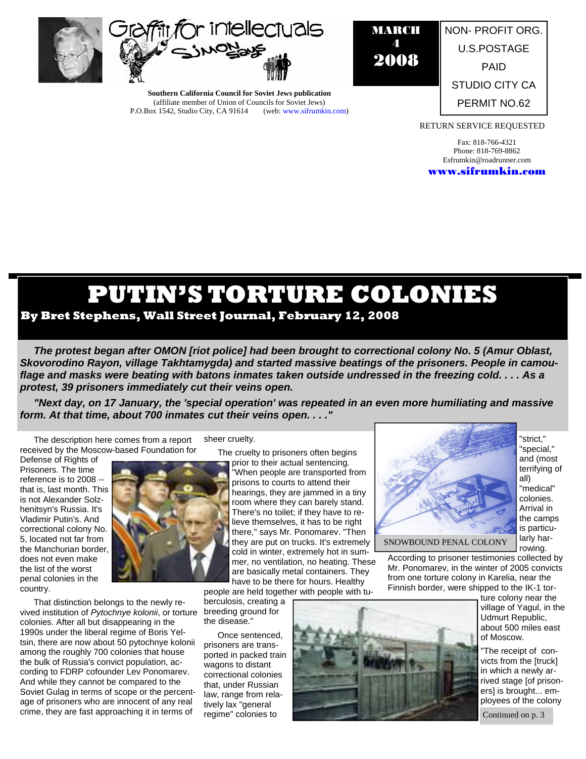Graffiti for intellectuals

SIMON says

**Southern California Council for Soviet Jews publication**
(affiliate member of Union of Councils for Soviet Jews)
P.O.Box 1542, Studio City, CA 91614 (web: www.sifrumkin.com)

**MARCH 4 2008**

NON- PROFIT ORG.
U.S.POSTAGE
PAID
STUDIO CITY CA
PERMIT NO.62

RETURN SERVICE REQUESTED

Fax: 818-766-4321
Phone: 818-769-8862
Esfrumkin@roadrunner.com
**www.sifrumkin.com**

# PUTIN'S TORTURE COLONIES

**By Bret Stephens, Wall Street Journal, February 12, 2008**

***The protest began after OMON [riot police] had been brought to correctional colony No. 5 (Amur Oblast, Skovorodino Rayon, village Takhtamygda) and started massive beatings of the prisoners. People in camouflage and masks were beating with batons inmates taken outside undressed in the freezing cold. . . . As a protest, 39 prisoners immediately cut their veins open.***

***"Next day, on 17 January, the 'special operation' was repeated in an even more humiliating and massive form. At that time, about 700 inmates cut their veins open. . . ."***

The description here comes from a report received by the Moscow-based Foundation for Defense of Rights of Prisoners. The time reference is to 2008 -- that is, last month. This is not Alexander Solzhenitsyn's Russia. It's Vladimir Putin's. And correctional colony No. 5, located not far from the Manchurian border, does not even make the list of the worst penal colonies in the country.

That distinction belongs to the newly revived institution of *Pytochnye kolonii*, or torture colonies. After all but disappearing in the 1990s under the liberal regime of Boris Yeltsin, there are now about 50 pytochnye kolonii among the roughly 700 colonies that house the bulk of Russia's convict population, according to FDRP cofounder Lev Ponomarev. And while they cannot be compared to the Soviet Gulag in terms of scope or the percentage of prisoners who are innocent of any real crime, they are fast approaching it in terms of sheer cruelty.

The cruelty to prisoners often begins prior to their actual sentencing. "When people are transported from prisons to courts to attend their hearings, they are jammed in a tiny room where they can barely stand. There's no toilet; if they have to relieve themselves, it has to be right there," says Mr. Ponomarev. "Then they are put on trucks. It's extremely cold in winter, extremely hot in summer, no ventilation, no heating. These are basically metal containers. They have to be there for hours. Healthy people are held together with people with tuberculosis, creating a breeding ground for the disease."

Once sentenced, prisoners are transported in packed train wagons to distant correctional colonies that, under Russian law, range from relatively lax "general regime" colonies to "strict," "special," and (most terrifying of all) "medical" colonies. Arrival in the camps is particularly harrowing.

SNOWBOUND PENAL COLONY

According to prisoner testimonies collected by Mr. Ponomarev, in the winter of 2005 convicts from one torture colony in Karelia, near the Finnish border, were shipped to the IK-1 torture colony near the village of Yagul, in the Udmurt Republic, about 500 miles east of Moscow.

"The receipt of convicts from the [truck] in which a newly arrived stage [of prisoners] is brought... employees of the colony

Continued on p. 3